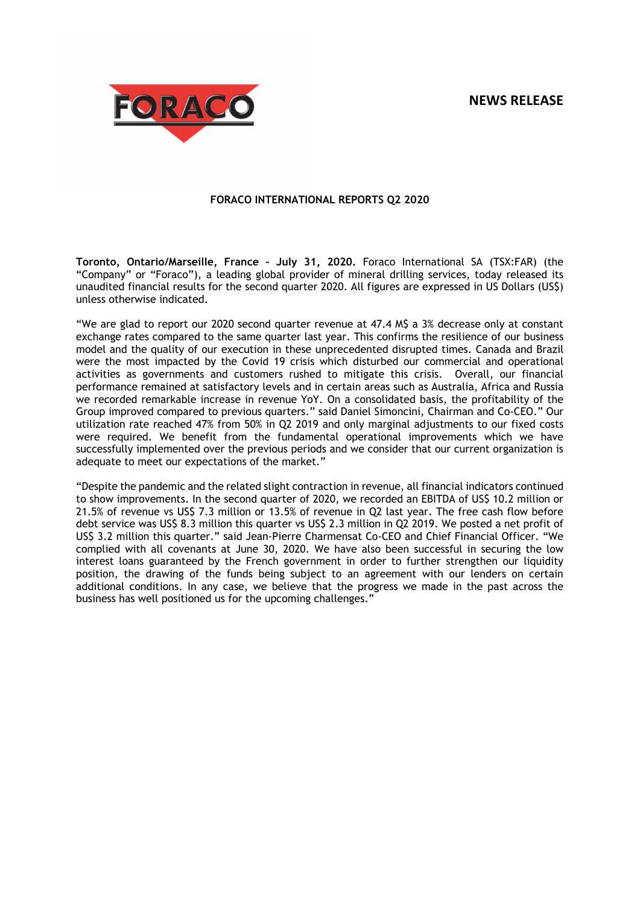**NEWS RELEASE**

**FORACO INTERNATIONAL REPORTS Q2 2020**

**Toronto, Ontario/Marseille, France – July 31, 2020.** Foraco International SA (TSX:FAR) (the "Company" or "Foraco"), a leading global provider of mineral drilling services, today released its unaudited financial results for the second quarter 2020. All figures are expressed in US Dollars (US$) unless otherwise indicated.

"We are glad to report our 2020 second quarter revenue at 47.4 M$ a 3% decrease only at constant exchange rates compared to the same quarter last year. This confirms the resilience of our business model and the quality of our execution in these unprecedented disrupted times. Canada and Brazil were the most impacted by the Covid 19 crisis which disturbed our commercial and operational activities as governments and customers rushed to mitigate this crisis. Overall, our financial performance remained at satisfactory levels and in certain areas such as Australia, Africa and Russia we recorded remarkable increase in revenue YoY. On a consolidated basis, the profitability of the Group improved compared to previous quarters." said Daniel Simoncini, Chairman and Co-CEO." Our utilization rate reached 47% from 50% in Q2 2019 and only marginal adjustments to our fixed costs were required. We benefit from the fundamental operational improvements which we have successfully implemented over the previous periods and we consider that our current organization is adequate to meet our expectations of the market."

"Despite the pandemic and the related slight contraction in revenue, all financial indicators continued to show improvements. In the second quarter of 2020, we recorded an EBITDA of US$ 10.2 million or 21.5% of revenue vs US$ 7.3 million or 13.5% of revenue in Q2 last year. The free cash flow before debt service was US$ 8.3 million this quarter vs US$ 2.3 million in Q2 2019. We posted a net profit of US$ 3.2 million this quarter." said Jean-Pierre Charmensat Co-CEO and Chief Financial Officer. "We complied with all covenants at June 30, 2020. We have also been successful in securing the low interest loans guaranteed by the French government in order to further strengthen our liquidity position, the drawing of the funds being subject to an agreement with our lenders on certain additional conditions. In any case, we believe that the progress we made in the past across the business has well positioned us for the upcoming challenges."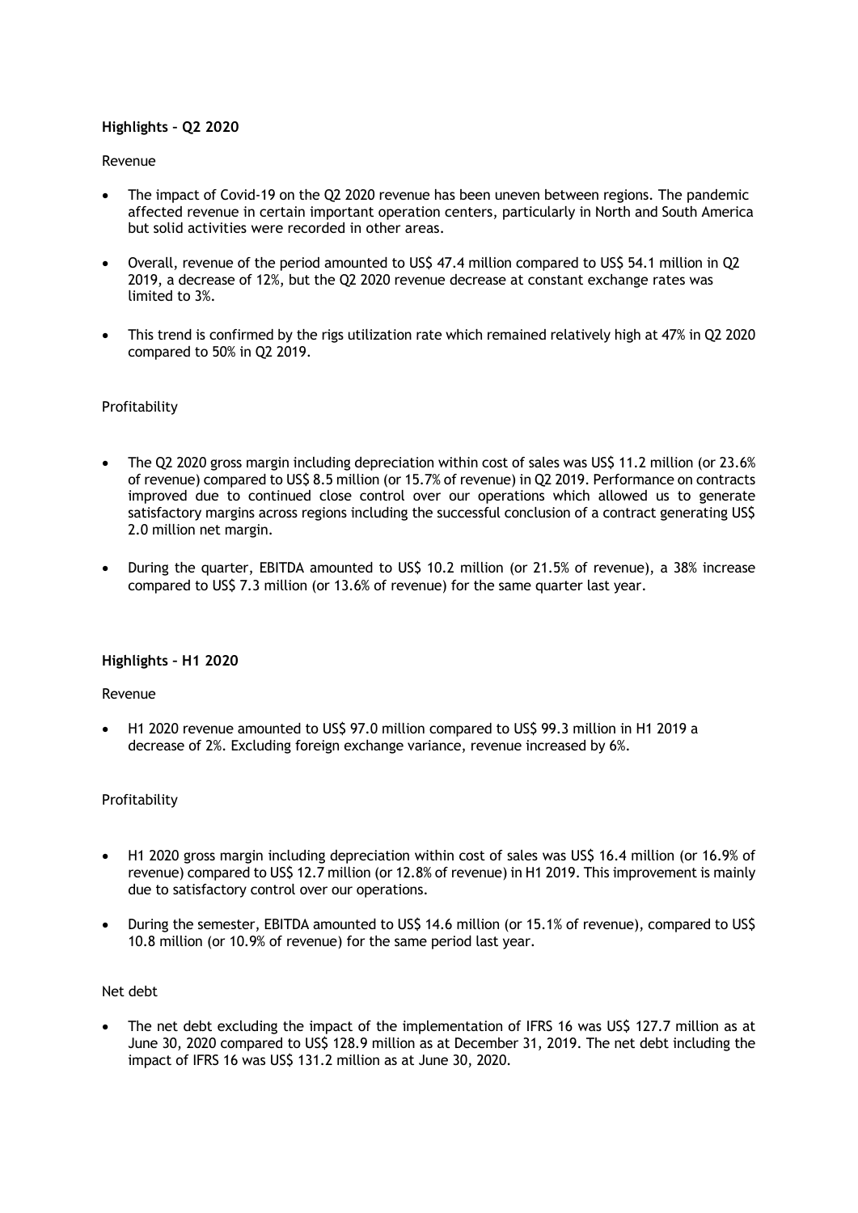**Highlights – Q2 2020**

Revenue

- The impact of Covid-19 on the Q2 2020 revenue has been uneven between regions. The pandemic affected revenue in certain important operation centers, particularly in North and South America but solid activities were recorded in other areas.
- Overall, revenue of the period amounted to US$ 47.4 million compared to US$ 54.1 million in Q2 2019, a decrease of 12%, but the Q2 2020 revenue decrease at constant exchange rates was limited to 3%.
- This trend is confirmed by the rigs utilization rate which remained relatively high at 47% in Q2 2020 compared to 50% in Q2 2019.

Profitability

- The Q2 2020 gross margin including depreciation within cost of sales was US$ 11.2 million (or 23.6% of revenue) compared to US$ 8.5 million (or 15.7% of revenue) in Q2 2019. Performance on contracts improved due to continued close control over our operations which allowed us to generate satisfactory margins across regions including the successful conclusion of a contract generating US$ 2.0 million net margin.
- During the quarter, EBITDA amounted to US$ 10.2 million (or 21.5% of revenue), a 38% increase compared to US$ 7.3 million (or 13.6% of revenue) for the same quarter last year.

**Highlights – H1 2020**

Revenue

- H1 2020 revenue amounted to US$ 97.0 million compared to US$ 99.3 million in H1 2019 a decrease of 2%. Excluding foreign exchange variance, revenue increased by 6%.

Profitability

- H1 2020 gross margin including depreciation within cost of sales was US$ 16.4 million (or 16.9% of revenue) compared to US$ 12.7 million (or 12.8% of revenue) in H1 2019. This improvement is mainly due to satisfactory control over our operations.
- During the semester, EBITDA amounted to US$ 14.6 million (or 15.1% of revenue), compared to US$ 10.8 million (or 10.9% of revenue) for the same period last year.

Net debt

- The net debt excluding the impact of the implementation of IFRS 16 was US$ 127.7 million as at June 30, 2020 compared to US$ 128.9 million as at December 31, 2019. The net debt including the impact of IFRS 16 was US$ 131.2 million as at June 30, 2020.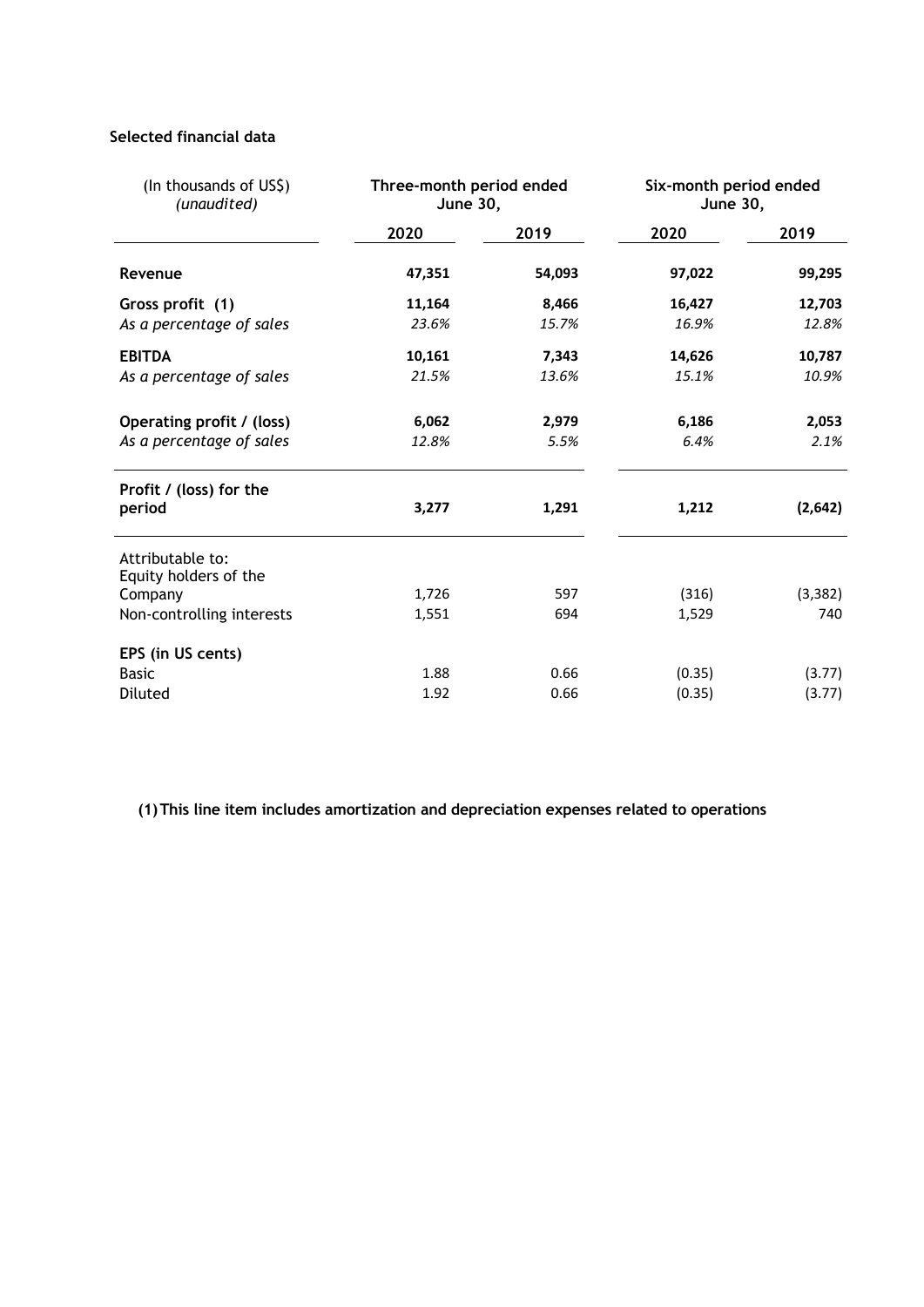**Selected financial data**

| (In thousands of US$) *(unaudited)* | Three-month period ended June 30, | | Six-month period ended June 30, | |
|---|---|---|---|---|
| | **2020** | **2019** | **2020** | **2019** |
| **Revenue** | **47,351** | **54,093** | **97,022** | **99,295** |
| **Gross profit (1)** | **11,164** | **8,466** | **16,427** | **12,703** |
| *As a percentage of sales* | *23.6%* | *15.7%* | *16.9%* | *12.8%* |
| **EBITDA** | **10,161** | **7,343** | **14,626** | **10,787** |
| *As a percentage of sales* | *21.5%* | *13.6%* | *15.1%* | *10.9%* |
| **Operating profit / (loss)** | **6,062** | **2,979** | **6,186** | **2,053** |
| *As a percentage of sales* | *12.8%* | *5.5%* | *6.4%* | *2.1%* |
| **Profit / (loss) for the period** | **3,277** | **1,291** | **1,212** | **(2,642)** |
| Attributable to: | | | | |
| Equity holders of the Company | 1,726 | 597 | (316) | (3,382) |
| Non-controlling interests | 1,551 | 694 | 1,529 | 740 |
| **EPS (in US cents)** | | | | |
| Basic | 1.88 | 0.66 | (0.35) | (3.77) |
| Diluted | 1.92 | 0.66 | (0.35) | (3.77) |

**(1) This line item includes amortization and depreciation expenses related to operations**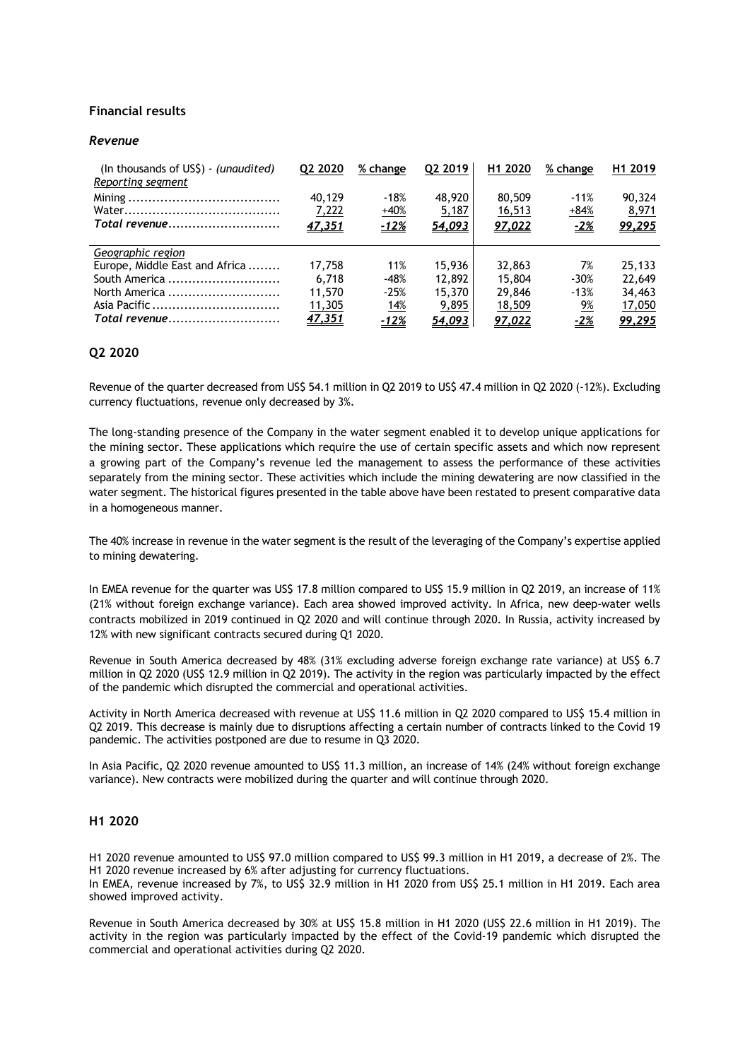## Financial results

### *Revenue*

| (In thousands of US$) - *(unaudited)* | Q2 2020 | % change | Q2 2019 | H1 2020 | % change | H1 2019 |
|---|---|---|---|---|---|---|
| *Reporting segment* | | | | | | |
| Mining | 40,129 | -18% | 48,920 | 80,509 | -11% | 90,324 |
| Water | 7,222 | +40% | 5,187 | 16,513 | +84% | 8,971 |
| *Total revenue* | *47,351* | *-12%* | *54,093* | *97,022* | *-2%* | *99,295* |
| *Geographic region* | | | | | | |
| Europe, Middle East and Africa | 17,758 | 11% | 15,936 | 32,863 | 7% | 25,133 |
| South America | 6,718 | -48% | 12,892 | 15,804 | -30% | 22,649 |
| North America | 11,570 | -25% | 15,370 | 29,846 | -13% | 34,463 |
| Asia Pacific | 11,305 | 14% | 9,895 | 18,509 | 9% | 17,050 |
| *Total revenue* | *47,351* | *-12%* | *54,093* | *97,022* | *-2%* | *99,295* |

## Q2 2020

Revenue of the quarter decreased from US$ 54.1 million in Q2 2019 to US$ 47.4 million in Q2 2020 (-12%). Excluding currency fluctuations, revenue only decreased by 3%.

The long-standing presence of the Company in the water segment enabled it to develop unique applications for the mining sector. These applications which require the use of certain specific assets and which now represent a growing part of the Company's revenue led the management to assess the performance of these activities separately from the mining sector. These activities which include the mining dewatering are now classified in the water segment. The historical figures presented in the table above have been restated to present comparative data in a homogeneous manner.

The 40% increase in revenue in the water segment is the result of the leveraging of the Company's expertise applied to mining dewatering.

In EMEA revenue for the quarter was US$ 17.8 million compared to US$ 15.9 million in Q2 2019, an increase of 11% (21% without foreign exchange variance). Each area showed improved activity. In Africa, new deep-water wells contracts mobilized in 2019 continued in Q2 2020 and will continue through 2020. In Russia, activity increased by 12% with new significant contracts secured during Q1 2020.

Revenue in South America decreased by 48% (31% excluding adverse foreign exchange rate variance) at US$ 6.7 million in Q2 2020 (US$ 12.9 million in Q2 2019). The activity in the region was particularly impacted by the effect of the pandemic which disrupted the commercial and operational activities.

Activity in North America decreased with revenue at US$ 11.6 million in Q2 2020 compared to US$ 15.4 million in Q2 2019. This decrease is mainly due to disruptions affecting a certain number of contracts linked to the Covid 19 pandemic. The activities postponed are due to resume in Q3 2020.

In Asia Pacific, Q2 2020 revenue amounted to US$ 11.3 million, an increase of 14% (24% without foreign exchange variance). New contracts were mobilized during the quarter and will continue through 2020.

## H1 2020

H1 2020 revenue amounted to US$ 97.0 million compared to US$ 99.3 million in H1 2019, a decrease of 2%. The H1 2020 revenue increased by 6% after adjusting for currency fluctuations.
In EMEA, revenue increased by 7%, to US$ 32.9 million in H1 2020 from US$ 25.1 million in H1 2019. Each area showed improved activity.

Revenue in South America decreased by 30% at US$ 15.8 million in H1 2020 (US$ 22.6 million in H1 2019). The activity in the region was particularly impacted by the effect of the Covid-19 pandemic which disrupted the commercial and operational activities during Q2 2020.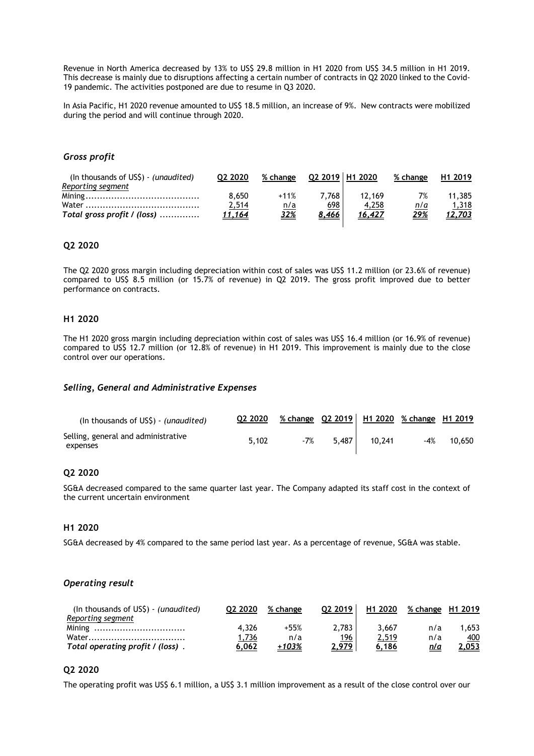Revenue in North America decreased by 13% to US$ 29.8 million in H1 2020 from US$ 34.5 million in H1 2019. This decrease is mainly due to disruptions affecting a certain number of contracts in Q2 2020 linked to the Covid-19 pandemic. The activities postponed are due to resume in Q3 2020.

In Asia Pacific, H1 2020 revenue amounted to US$ 18.5 million, an increase of 9%. New contracts were mobilized during the period and will continue through 2020.

### *Gross profit*

| (In thousands of US$) - *(unaudited)* | Q2 2020 | % change | Q2 2019 | H1 2020 | % change | H1 2019 |
|---|---|---|---|---|---|---|
| *Reporting segment* | | | | | | |
| Mining | 8,650 | +11% | 7,768 | 12,169 | 7% | 11,385 |
| Water | 2,514 | n/a | 698 | 4,258 | *n/a* | 1,318 |
| ***Total gross profit / (loss)*** | ***11,164*** | ***32%*** | ***8,466*** | ***16,427*** | ***29%*** | ***12,703*** |

#### Q2 2020

The Q2 2020 gross margin including depreciation within cost of sales was US$ 11.2 million (or 23.6% of revenue) compared to US$ 8.5 million (or 15.7% of revenue) in Q2 2019. The gross profit improved due to better performance on contracts.

#### H1 2020

The H1 2020 gross margin including depreciation within cost of sales was US$ 16.4 million (or 16.9% of revenue) compared to US$ 12.7 million (or 12.8% of revenue) in H1 2019. This improvement is mainly due to the close control over our operations.

### *Selling, General and Administrative Expenses*

| (In thousands of US$) - *(unaudited)* | Q2 2020 | % change | Q2 2019 | H1 2020 | % change | H1 2019 |
|---|---|---|---|---|---|---|
| Selling, general and administrative expenses | 5,102 | -7% | 5,487 | 10,241 | -4% | 10,650 |

#### Q2 2020

SG&A decreased compared to the same quarter last year. The Company adapted its staff cost in the context of the current uncertain environment

#### H1 2020

SG&A decreased by 4% compared to the same period last year. As a percentage of revenue, SG&A was stable.

### *Operating result*

| (In thousands of US$) - *(unaudited)* | Q2 2020 | % change | Q2 2019 | H1 2020 | % change | H1 2019 |
|---|---|---|---|---|---|---|
| *Reporting segment* | | | | | | |
| Mining | 4,326 | +55% | 2,783 | 3,667 | n/a | 1,653 |
| Water | 1,736 | n/a | 196 | 2,519 | n/a | 400 |
| ***Total operating profit / (loss)*** | ***6,062*** | ***+103%*** | ***2,979*** | ***6,186*** | ***n/a*** | ***2,053*** |

#### Q2 2020

The operating profit was US$ 6.1 million, a US$ 3.1 million improvement as a result of the close control over our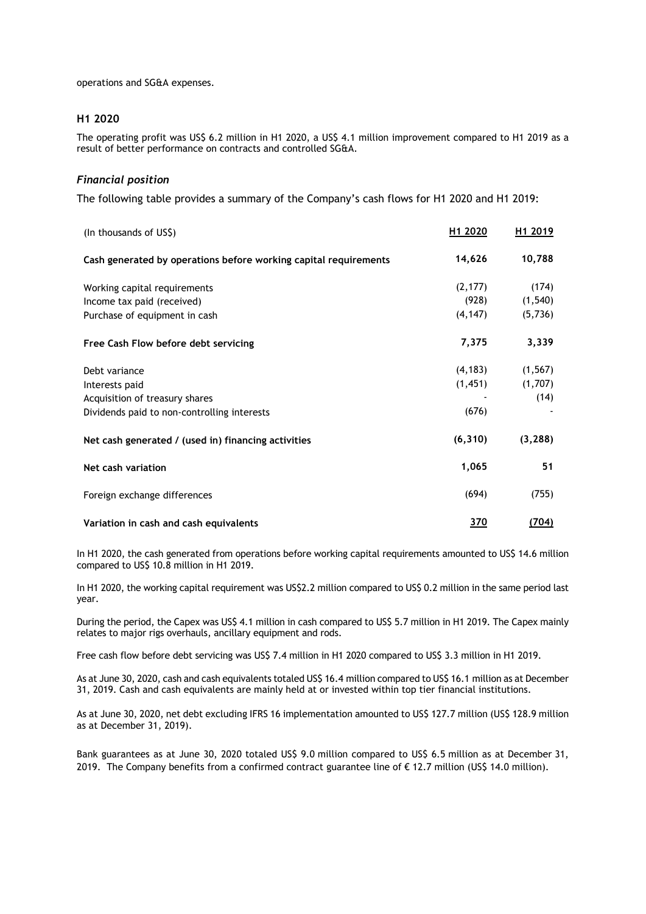operations and SG&A expenses.

### H1 2020

The operating profit was US$ 6.2 million in H1 2020, a US$ 4.1 million improvement compared to H1 2019 as a result of better performance on contracts and controlled SG&A.

### *Financial position*

The following table provides a summary of the Company's cash flows for H1 2020 and H1 2019:

| (In thousands of US$) | H1 2020 | H1 2019 |
|---|---|---|
| **Cash generated by operations before working capital requirements** | **14,626** | **10,788** |
| Working capital requirements | (2,177) | (174) |
| Income tax paid (received) | (928) | (1,540) |
| Purchase of equipment in cash | (4,147) | (5,736) |
| **Free Cash Flow before debt servicing** | **7,375** | **3,339** |
| Debt variance | (4,183) | (1,567) |
| Interests paid | (1,451) | (1,707) |
| Acquisition of treasury shares | - | (14) |
| Dividends paid to non-controlling interests | (676) | - |
| **Net cash generated / (used in) financing activities** | **(6,310)** | **(3,288)** |
| **Net cash variation** | **1,065** | **51** |
| Foreign exchange differences | (694) | (755) |
| **Variation in cash and cash equivalents** | **370** | **(704)** |

In H1 2020, the cash generated from operations before working capital requirements amounted to US$ 14.6 million compared to US$ 10.8 million in H1 2019.

In H1 2020, the working capital requirement was US$2.2 million compared to US$ 0.2 million in the same period last year.

During the period, the Capex was US$ 4.1 million in cash compared to US$ 5.7 million in H1 2019. The Capex mainly relates to major rigs overhauls, ancillary equipment and rods.

Free cash flow before debt servicing was US$ 7.4 million in H1 2020 compared to US$ 3.3 million in H1 2019.

As at June 30, 2020, cash and cash equivalents totaled US$ 16.4 million compared to US$ 16.1 million as at December 31, 2019. Cash and cash equivalents are mainly held at or invested within top tier financial institutions.

As at June 30, 2020, net debt excluding IFRS 16 implementation amounted to US$ 127.7 million (US$ 128.9 million as at December 31, 2019).

Bank guarantees as at June 30, 2020 totaled US$ 9.0 million compared to US$ 6.5 million as at December 31, 2019. The Company benefits from a confirmed contract guarantee line of € 12.7 million (US$ 14.0 million).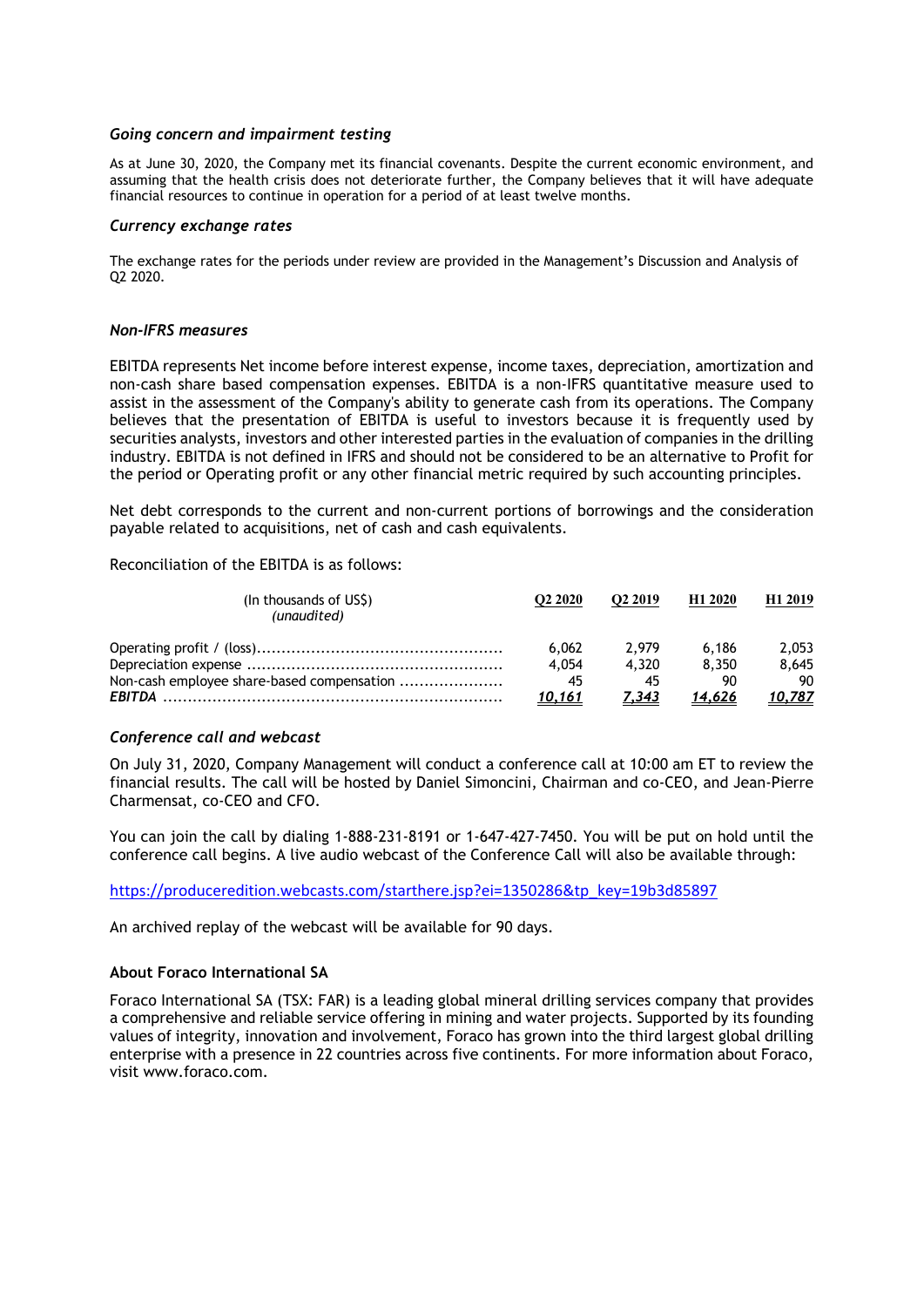### *Going concern and impairment testing*

As at June 30, 2020, the Company met its financial covenants. Despite the current economic environment, and assuming that the health crisis does not deteriorate further, the Company believes that it will have adequate financial resources to continue in operation for a period of at least twelve months.

### *Currency exchange rates*

The exchange rates for the periods under review are provided in the Management's Discussion and Analysis of Q2 2020.

### *Non-IFRS measures*

EBITDA represents Net income before interest expense, income taxes, depreciation, amortization and non-cash share based compensation expenses. EBITDA is a non-IFRS quantitative measure used to assist in the assessment of the Company's ability to generate cash from its operations. The Company believes that the presentation of EBITDA is useful to investors because it is frequently used by securities analysts, investors and other interested parties in the evaluation of companies in the drilling industry. EBITDA is not defined in IFRS and should not be considered to be an alternative to Profit for the period or Operating profit or any other financial metric required by such accounting principles.

Net debt corresponds to the current and non-current portions of borrowings and the consideration payable related to acquisitions, net of cash and cash equivalents.

Reconciliation of the EBITDA is as follows:

| (In thousands of US$) *(unaudited)* | Q2 2020 | Q2 2019 | H1 2020 | H1 2019 |
|---|---|---|---|---|
| Operating profit / (loss) | 6,062 | 2,979 | 6,186 | 2,053 |
| Depreciation expense | 4,054 | 4,320 | 8,350 | 8,645 |
| Non-cash employee share-based compensation | 45 | 45 | 90 | 90 |
| ***EBITDA*** | ***10,161*** | ***7,343*** | ***14,626*** | ***10,787*** |

### *Conference call and webcast*

On July 31, 2020, Company Management will conduct a conference call at 10:00 am ET to review the financial results. The call will be hosted by Daniel Simoncini, Chairman and co-CEO, and Jean-Pierre Charmensat, co-CEO and CFO.

You can join the call by dialing 1-888-231-8191 or 1-647-427-7450. You will be put on hold until the conference call begins. A live audio webcast of the Conference Call will also be available through:

https://produceredition.webcasts.com/starthere.jsp?ei=1350286&tp_key=19b3d85897

An archived replay of the webcast will be available for 90 days.

**About Foraco International SA**

Foraco International SA (TSX: FAR) is a leading global mineral drilling services company that provides a comprehensive and reliable service offering in mining and water projects. Supported by its founding values of integrity, innovation and involvement, Foraco has grown into the third largest global drilling enterprise with a presence in 22 countries across five continents. For more information about Foraco, visit www.foraco.com.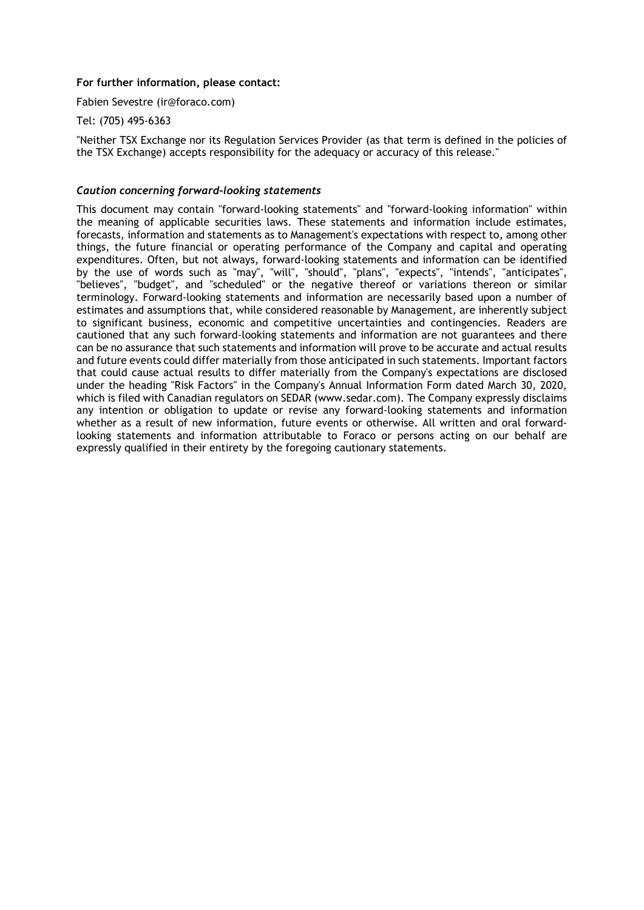**For further information, please contact:**

Fabien Sevestre (ir@foraco.com)

Tel: (705) 495-6363

"Neither TSX Exchange nor its Regulation Services Provider (as that term is defined in the policies of the TSX Exchange) accepts responsibility for the adequacy or accuracy of this release."

***Caution concerning forward-looking statements***

This document may contain "forward-looking statements" and "forward-looking information" within the meaning of applicable securities laws. These statements and information include estimates, forecasts, information and statements as to Management's expectations with respect to, among other things, the future financial or operating performance of the Company and capital and operating expenditures. Often, but not always, forward-looking statements and information can be identified by the use of words such as "may", "will", "should", "plans", "expects", "intends", "anticipates", "believes", "budget", and "scheduled" or the negative thereof or variations thereon or similar terminology. Forward-looking statements and information are necessarily based upon a number of estimates and assumptions that, while considered reasonable by Management, are inherently subject to significant business, economic and competitive uncertainties and contingencies. Readers are cautioned that any such forward-looking statements and information are not guarantees and there can be no assurance that such statements and information will prove to be accurate and actual results and future events could differ materially from those anticipated in such statements. Important factors that could cause actual results to differ materially from the Company's expectations are disclosed under the heading "Risk Factors" in the Company's Annual Information Form dated March 30, 2020, which is filed with Canadian regulators on SEDAR (www.sedar.com). The Company expressly disclaims any intention or obligation to update or revise any forward-looking statements and information whether as a result of new information, future events or otherwise. All written and oral forward-looking statements and information attributable to Foraco or persons acting on our behalf are expressly qualified in their entirety by the foregoing cautionary statements.